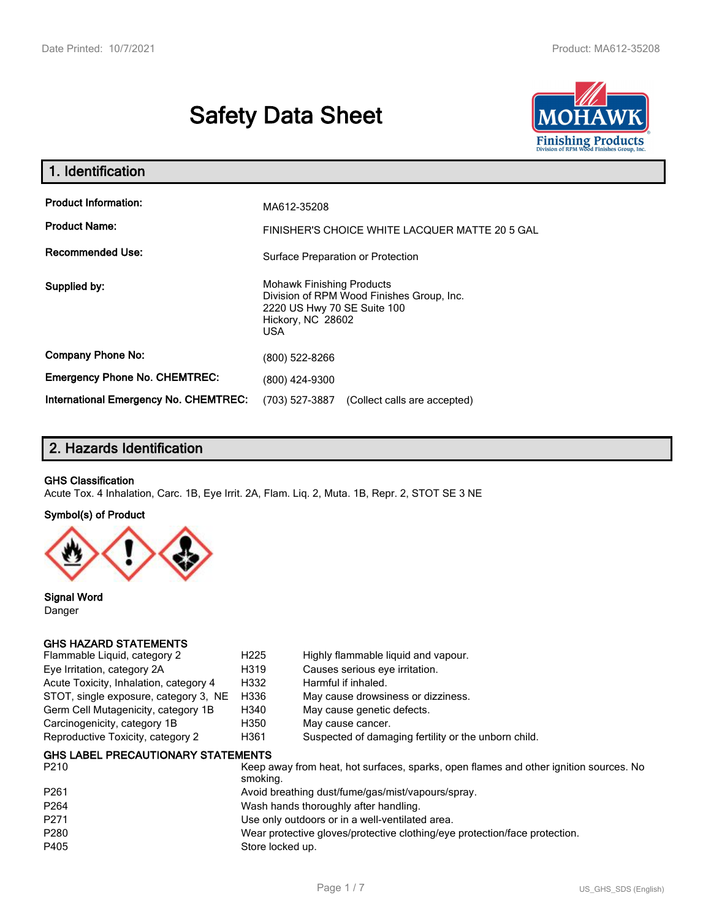# Safety Data Sheet

## 1. Identification

| | |
|---|---|
| **Product Information:** | MA612-35208 |
| **Product Name:** | FINISHER'S CHOICE WHITE LACQUER MATTE 20 5 GAL |
| **Recommended Use:** | Surface Preparation or Protection |
| **Supplied by:** | Mohawk Finishing Products<br>Division of RPM Wood Finishes Group, Inc.<br>2220 US Hwy 70 SE Suite 100<br>Hickory, NC 28602<br>USA |
| **Company Phone No:** | (800) 522-8266 |
| **Emergency Phone No. CHEMTREC:** | (800) 424-9300 |
| **International Emergency No. CHEMTREC:** | (703) 527-3887 (Collect calls are accepted) |

## 2. Hazards Identification

**GHS Classification**

Acute Tox. 4 Inhalation, Carc. 1B, Eye Irrit. 2A, Flam. Liq. 2, Muta. 1B, Repr. 2, STOT SE 3 NE

**Symbol(s) of Product**

**Signal Word**

Danger

**GHS HAZARD STATEMENTS**

| | | |
|---|---|---|
| Flammable Liquid, category 2 | H225 | Highly flammable liquid and vapour. |
| Eye Irritation, category 2A | H319 | Causes serious eye irritation. |
| Acute Toxicity, Inhalation, category 4 | H332 | Harmful if inhaled. |
| STOT, single exposure, category 3, NE | H336 | May cause drowsiness or dizziness. |
| Germ Cell Mutagenicity, category 1B | H340 | May cause genetic defects. |
| Carcinogenicity, category 1B | H350 | May cause cancer. |
| Reproductive Toxicity, category 2 | H361 | Suspected of damaging fertility or the unborn child. |

**GHS LABEL PRECAUTIONARY STATEMENTS**

| | |
|---|---|
| P210 | Keep away from heat, hot surfaces, sparks, open flames and other ignition sources. No smoking. |
| P261 | Avoid breathing dust/fume/gas/mist/vapours/spray. |
| P264 | Wash hands thoroughly after handling. |
| P271 | Use only outdoors or in a well-ventilated area. |
| P280 | Wear protective gloves/protective clothing/eye protection/face protection. |
| P405 | Store locked up. |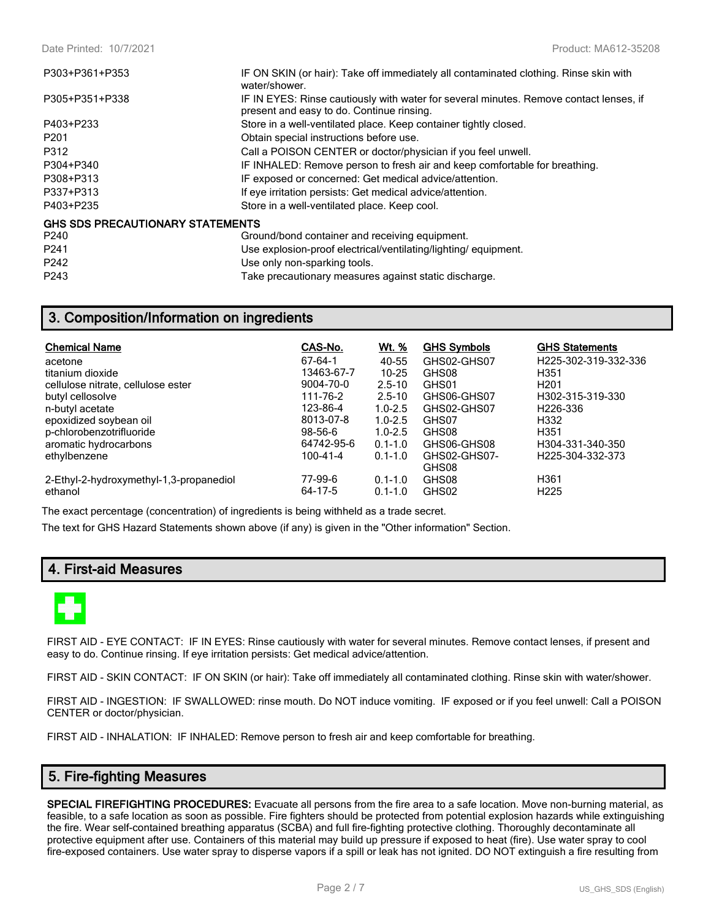| | |
|---|---|
| P303+P361+P353 | IF ON SKIN (or hair): Take off immediately all contaminated clothing. Rinse skin with water/shower. |
| P305+P351+P338 | IF IN EYES: Rinse cautiously with water for several minutes. Remove contact lenses, if present and easy to do. Continue rinsing. |
| P403+P233 | Store in a well-ventilated place. Keep container tightly closed. |
| P201 | Obtain special instructions before use. |
| P312 | Call a POISON CENTER or doctor/physician if you feel unwell. |
| P304+P340 | IF INHALED: Remove person to fresh air and keep comfortable for breathing. |
| P308+P313 | IF exposed or concerned: Get medical advice/attention. |
| P337+P313 | If eye irritation persists: Get medical advice/attention. |
| P403+P235 | Store in a well-ventilated place. Keep cool. |

**GHS SDS PRECAUTIONARY STATEMENTS**

| | |
|---|---|
| P240 | Ground/bond container and receiving equipment. |
| P241 | Use explosion-proof electrical/ventilating/lighting/ equipment. |
| P242 | Use only non-sparking tools. |
| P243 | Take precautionary measures against static discharge. |

## 3. Composition/Information on ingredients

| Chemical Name | CAS-No. | Wt. % | GHS Symbols | GHS Statements |
|---|---|---|---|---|
| acetone | 67-64-1 | 40-55 | GHS02-GHS07 | H225-302-319-332-336 |
| titanium dioxide | 13463-67-7 | 10-25 | GHS08 | H351 |
| cellulose nitrate, cellulose ester | 9004-70-0 | 2.5-10 | GHS01 | H201 |
| butyl cellosolve | 111-76-2 | 2.5-10 | GHS06-GHS07 | H302-315-319-330 |
| n-butyl acetate | 123-86-4 | 1.0-2.5 | GHS02-GHS07 | H226-336 |
| epoxidized soybean oil | 8013-07-8 | 1.0-2.5 | GHS07 | H332 |
| p-chlorobenzotrifluoride | 98-56-6 | 1.0-2.5 | GHS08 | H351 |
| aromatic hydrocarbons | 64742-95-6 | 0.1-1.0 | GHS06-GHS08 | H304-331-340-350 |
| ethylbenzene | 100-41-4 | 0.1-1.0 | GHS02-GHS07-GHS08 | H225-304-332-373 |
| 2-Ethyl-2-hydroxymethyl-1,3-propanediol | 77-99-6 | 0.1-1.0 | GHS08 | H361 |
| ethanol | 64-17-5 | 0.1-1.0 | GHS02 | H225 |

The exact percentage (concentration) of ingredients is being withheld as a trade secret.

The text for GHS Hazard Statements shown above (if any) is given in the "Other information" Section.

## 4. First-aid Measures

FIRST AID - EYE CONTACT: IF IN EYES: Rinse cautiously with water for several minutes. Remove contact lenses, if present and easy to do. Continue rinsing. If eye irritation persists: Get medical advice/attention.

FIRST AID - SKIN CONTACT: IF ON SKIN (or hair): Take off immediately all contaminated clothing. Rinse skin with water/shower.

FIRST AID - INGESTION: IF SWALLOWED: rinse mouth. Do NOT induce vomiting. IF exposed or if you feel unwell: Call a POISON CENTER or doctor/physician.

FIRST AID - INHALATION: IF INHALED: Remove person to fresh air and keep comfortable for breathing.

## 5. Fire-fighting Measures

**SPECIAL FIREFIGHTING PROCEDURES:** Evacuate all persons from the fire area to a safe location. Move non-burning material, as feasible, to a safe location as soon as possible. Fire fighters should be protected from potential explosion hazards while extinguishing the fire. Wear self-contained breathing apparatus (SCBA) and full fire-fighting protective clothing. Thoroughly decontaminate all protective equipment after use. Containers of this material may build up pressure if exposed to heat (fire). Use water spray to cool fire-exposed containers. Use water spray to disperse vapors if a spill or leak has not ignited. DO NOT extinguish a fire resulting from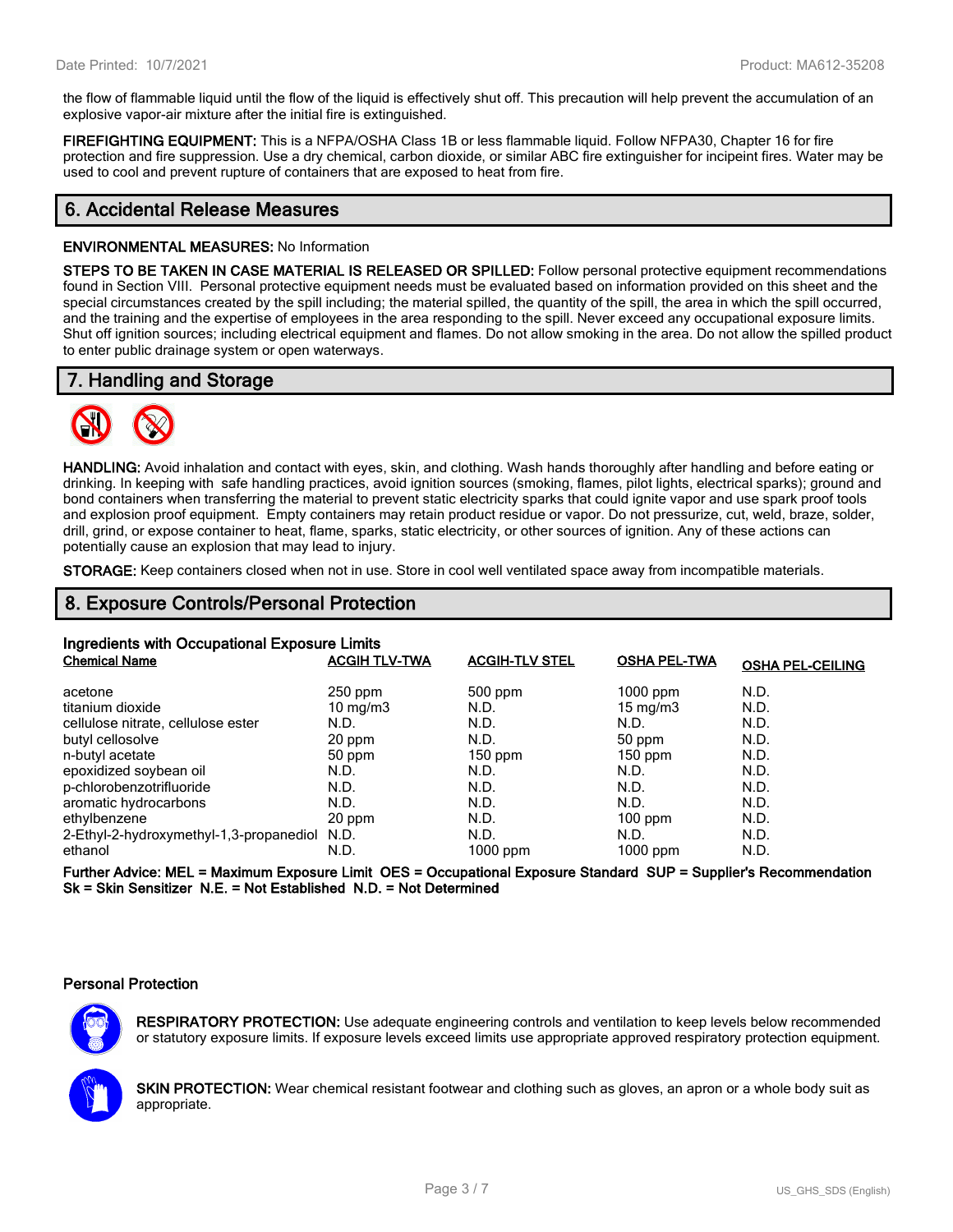the flow of flammable liquid until the flow of the liquid is effectively shut off. This precaution will help prevent the accumulation of an explosive vapor-air mixture after the initial fire is extinguished.

**FIREFIGHTING EQUIPMENT:** This is a NFPA/OSHA Class 1B or less flammable liquid. Follow NFPA30, Chapter 16 for fire protection and fire suppression. Use a dry chemical, carbon dioxide, or similar ABC fire extinguisher for incipeint fires. Water may be used to cool and prevent rupture of containers that are exposed to heat from fire.

## 6. Accidental Release Measures

**ENVIRONMENTAL MEASURES:** No Information

**STEPS TO BE TAKEN IN CASE MATERIAL IS RELEASED OR SPILLED:** Follow personal protective equipment recommendations found in Section VIII. Personal protective equipment needs must be evaluated based on information provided on this sheet and the special circumstances created by the spill including; the material spilled, the quantity of the spill, the area in which the spill occurred, and the training and the expertise of employees in the area responding to the spill. Never exceed any occupational exposure limits. Shut off ignition sources; including electrical equipment and flames. Do not allow smoking in the area. Do not allow the spilled product to enter public drainage system or open waterways.

## 7. Handling and Storage

**HANDLING:** Avoid inhalation and contact with eyes, skin, and clothing. Wash hands thoroughly after handling and before eating or drinking. In keeping with safe handling practices, avoid ignition sources (smoking, flames, pilot lights, electrical sparks); ground and bond containers when transferring the material to prevent static electricity sparks that could ignite vapor and use spark proof tools and explosion proof equipment. Empty containers may retain product residue or vapor. Do not pressurize, cut, weld, braze, solder, drill, grind, or expose container to heat, flame, sparks, static electricity, or other sources of ignition. Any of these actions can potentially cause an explosion that may lead to injury.

**STORAGE:** Keep containers closed when not in use. Store in cool well ventilated space away from incompatible materials.

## 8. Exposure Controls/Personal Protection

### Ingredients with Occupational Exposure Limits

| Chemical Name | ACGIH TLV-TWA | ACGIH-TLV STEL | OSHA PEL-TWA | OSHA PEL-CEILING |
|---|---|---|---|---|
| acetone | 250 ppm | 500 ppm | 1000 ppm | N.D. |
| titanium dioxide | 10 mg/m3 | N.D. | 15 mg/m3 | N.D. |
| cellulose nitrate, cellulose ester | N.D. | N.D. | N.D. | N.D. |
| butyl cellosolve | 20 ppm | N.D. | 50 ppm | N.D. |
| n-butyl acetate | 50 ppm | 150 ppm | 150 ppm | N.D. |
| epoxidized soybean oil | N.D. | N.D. | N.D. | N.D. |
| p-chlorobenzotrifluoride | N.D. | N.D. | N.D. | N.D. |
| aromatic hydrocarbons | N.D. | N.D. | N.D. | N.D. |
| ethylbenzene | 20 ppm | N.D. | 100 ppm | N.D. |
| 2-Ethyl-2-hydroxymethyl-1,3-propanediol | N.D. | N.D. | N.D. | N.D. |
| ethanol | N.D. | 1000 ppm | 1000 ppm | N.D. |

**Further Advice: MEL = Maximum Exposure Limit OES = Occupational Exposure Standard SUP = Supplier's Recommendation Sk = Skin Sensitizer N.E. = Not Established N.D. = Not Determined**

### Personal Protection

**RESPIRATORY PROTECTION:** Use adequate engineering controls and ventilation to keep levels below recommended or statutory exposure limits. If exposure levels exceed limits use appropriate approved respiratory protection equipment.

**SKIN PROTECTION:** Wear chemical resistant footwear and clothing such as gloves, an apron or a whole body suit as appropriate.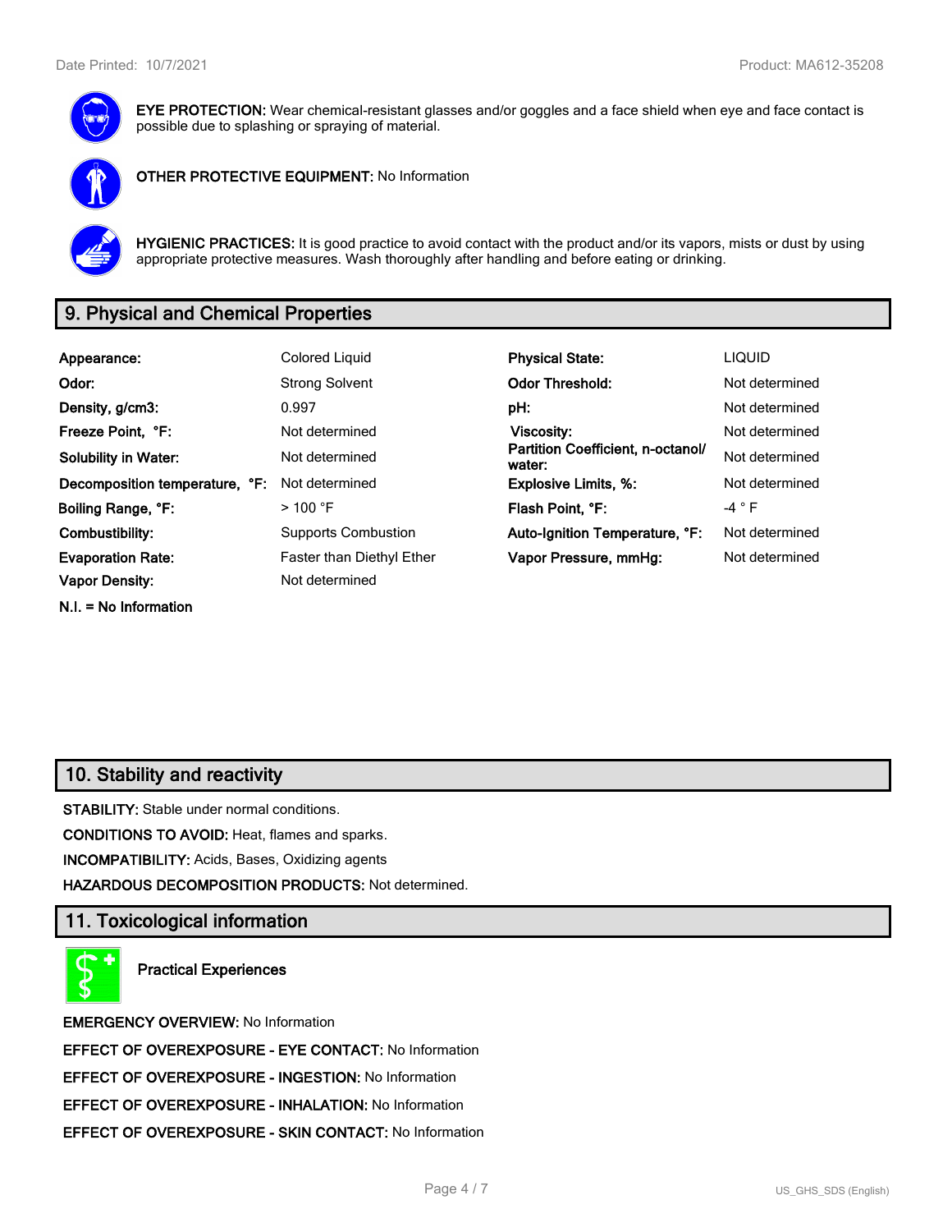**EYE PROTECTION:** Wear chemical-resistant glasses and/or goggles and a face shield when eye and face contact is possible due to splashing or spraying of material.

**OTHER PROTECTIVE EQUIPMENT:** No Information

**HYGIENIC PRACTICES:** It is good practice to avoid contact with the product and/or its vapors, mists or dust by using appropriate protective measures. Wash thoroughly after handling and before eating or drinking.

## 9. Physical and Chemical Properties

| | | | |
|---|---|---|---|
| **Appearance:** | Colored Liquid | **Physical State:** | LIQUID |
| **Odor:** | Strong Solvent | **Odor Threshold:** | Not determined |
| **Density, g/cm3:** | 0.997 | **pH:** | Not determined |
| **Freeze Point, °F:** | Not determined | **Viscosity:** | Not determined |
| **Solubility in Water:** | Not determined | **Partition Coefficient, n-octanol/ water:** | Not determined |
| **Decomposition temperature, °F:** | Not determined | **Explosive Limits, %:** | Not determined |
| **Boiling Range, °F:** | > 100 °F | **Flash Point, °F:** | -4 ° F |
| **Combustibility:** | Supports Combustion | **Auto-Ignition Temperature, °F:** | Not determined |
| **Evaporation Rate:** | Faster than Diethyl Ether | **Vapor Pressure, mmHg:** | Not determined |
| **Vapor Density:** | Not determined | | |

**N.I. = No Information**

## 10. Stability and reactivity

**STABILITY:** Stable under normal conditions.

**CONDITIONS TO AVOID:** Heat, flames and sparks.

**INCOMPATIBILITY:** Acids, Bases, Oxidizing agents

**HAZARDOUS DECOMPOSITION PRODUCTS:** Not determined.

## 11. Toxicological information

**Practical Experiences**

**EMERGENCY OVERVIEW:** No Information

**EFFECT OF OVEREXPOSURE - EYE CONTACT:** No Information

**EFFECT OF OVEREXPOSURE - INGESTION:** No Information

**EFFECT OF OVEREXPOSURE - INHALATION:** No Information

**EFFECT OF OVEREXPOSURE - SKIN CONTACT:** No Information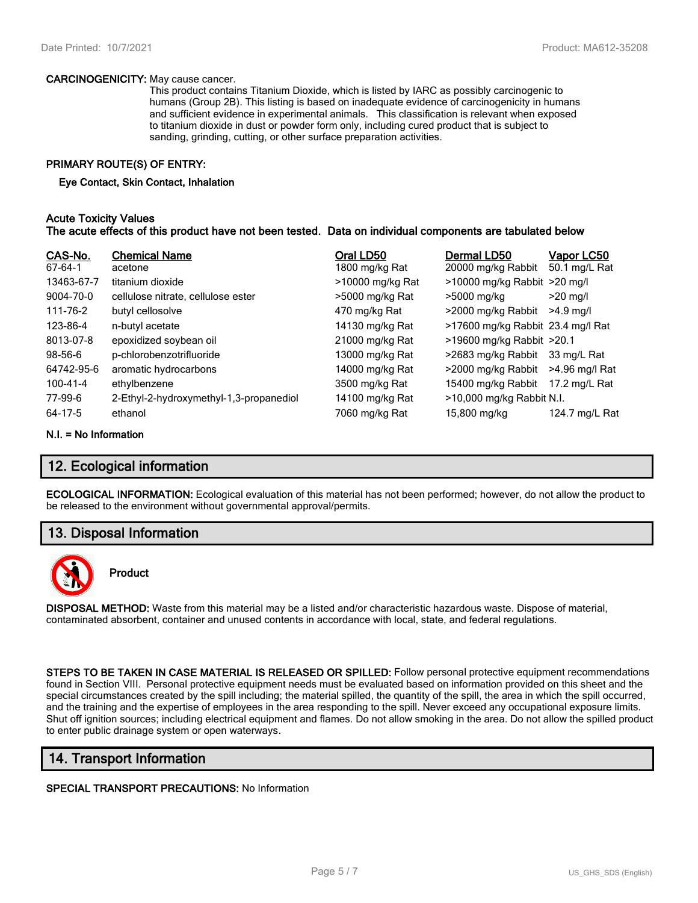**CARCINOGENICITY:** May cause cancer.

This product contains Titanium Dioxide, which is listed by IARC as possibly carcinogenic to humans (Group 2B). This listing is based on inadequate evidence of carcinogenicity in humans and sufficient evidence in experimental animals. This classification is relevant when exposed to titanium dioxide in dust or powder form only, including cured product that is subject to sanding, grinding, cutting, or other surface preparation activities.

**PRIMARY ROUTE(S) OF ENTRY:**

**Eye Contact, Skin Contact, Inhalation**

**Acute Toxicity Values**
**The acute effects of this product have not been tested. Data on individual components are tabulated below**

| CAS-No. | Chemical Name | Oral LD50 | Dermal LD50 | Vapor LC50 |
|---|---|---|---|---|
| 67-64-1 | acetone | 1800 mg/kg Rat | 20000 mg/kg Rabbit | 50.1 mg/L Rat |
| 13463-67-7 | titanium dioxide | >10000 mg/kg Rat | >10000 mg/kg Rabbit | >20 mg/l |
| 9004-70-0 | cellulose nitrate, cellulose ester | >5000 mg/kg Rat | >5000 mg/kg | >20 mg/l |
| 111-76-2 | butyl cellosolve | 470 mg/kg Rat | >2000 mg/kg Rabbit | >4.9 mg/l |
| 123-86-4 | n-butyl acetate | 14130 mg/kg Rat | >17600 mg/kg Rabbit | 23.4 mg/l Rat |
| 8013-07-8 | epoxidized soybean oil | 21000 mg/kg Rat | >19600 mg/kg Rabbit | >20.1 |
| 98-56-6 | p-chlorobenzotrifluoride | 13000 mg/kg Rat | >2683 mg/kg Rabbit | 33 mg/L Rat |
| 64742-95-6 | aromatic hydrocarbons | 14000 mg/kg Rat | >2000 mg/kg Rabbit | >4.96 mg/l Rat |
| 100-41-4 | ethylbenzene | 3500 mg/kg Rat | 15400 mg/kg Rabbit | 17.2 mg/L Rat |
| 77-99-6 | 2-Ethyl-2-hydroxymethyl-1,3-propanediol | 14100 mg/kg Rat | >10,000 mg/kg Rabbit | N.I. |
| 64-17-5 | ethanol | 7060 mg/kg Rat | 15,800 mg/kg | 124.7 mg/L Rat |

**N.I. = No Information**

## 12. Ecological information

**ECOLOGICAL INFORMATION:** Ecological evaluation of this material has not been performed; however, do not allow the product to be released to the environment without governmental approval/permits.

## 13. Disposal Information

**Product**

**DISPOSAL METHOD:** Waste from this material may be a listed and/or characteristic hazardous waste. Dispose of material, contaminated absorbent, container and unused contents in accordance with local, state, and federal regulations.

**STEPS TO BE TAKEN IN CASE MATERIAL IS RELEASED OR SPILLED:** Follow personal protective equipment recommendations found in Section VIII. Personal protective equipment needs must be evaluated based on information provided on this sheet and the special circumstances created by the spill including; the material spilled, the quantity of the spill, the area in which the spill occurred, and the training and the expertise of employees in the area responding to the spill. Never exceed any occupational exposure limits. Shut off ignition sources; including electrical equipment and flames. Do not allow smoking in the area. Do not allow the spilled product to enter public drainage system or open waterways.

## 14. Transport Information

**SPECIAL TRANSPORT PRECAUTIONS:** No Information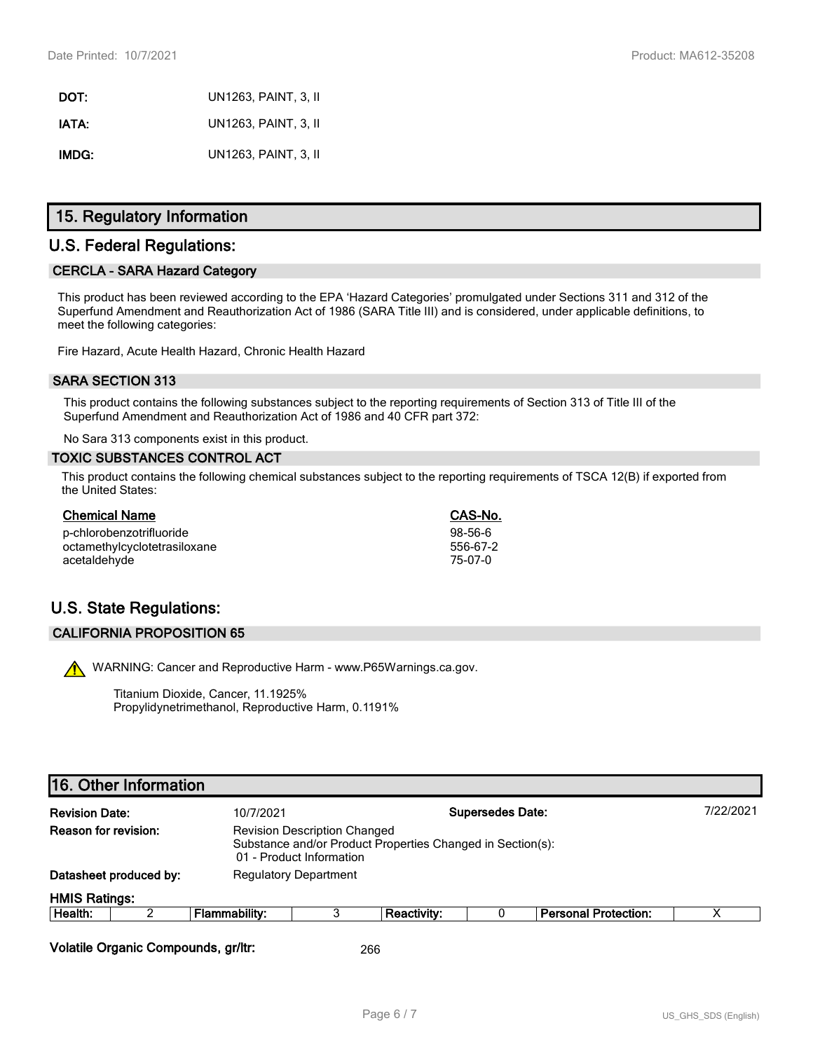**DOT:** UN1263, PAINT, 3, II

**IATA:** UN1263, PAINT, 3, II

**IMDG:** UN1263, PAINT, 3, II

## 15. Regulatory Information

## U.S. Federal Regulations:

### CERCLA - SARA Hazard Category

This product has been reviewed according to the EPA 'Hazard Categories' promulgated under Sections 311 and 312 of the Superfund Amendment and Reauthorization Act of 1986 (SARA Title III) and is considered, under applicable definitions, to meet the following categories:

Fire Hazard, Acute Health Hazard, Chronic Health Hazard

### SARA SECTION 313

This product contains the following substances subject to the reporting requirements of Section 313 of Title III of the Superfund Amendment and Reauthorization Act of 1986 and 40 CFR part 372:

No Sara 313 components exist in this product.

### TOXIC SUBSTANCES CONTROL ACT

This product contains the following chemical substances subject to the reporting requirements of TSCA 12(B) if exported from the United States:

| Chemical Name | CAS-No. |
|---|---|
| p-chlorobenzotrifluoride | 98-56-6 |
| octamethylcyclotetrasiloxane | 556-67-2 |
| acetaldehyde | 75-07-0 |

## U.S. State Regulations:

### CALIFORNIA PROPOSITION 65

⚠ WARNING: Cancer and Reproductive Harm - www.P65Warnings.ca.gov.

Titanium Dioxide, Cancer, 11.1925%
Propylidynetrimethanol, Reproductive Harm, 0.1191%

## 16. Other Information

**Revision Date:** 10/7/2021 **Supersedes Date:** 7/22/2021

**Reason for revision:** Revision Description Changed
Substance and/or Product Properties Changed in Section(s):
01 - Product Information

**Datasheet produced by:** Regulatory Department

**HMIS Ratings:**

| Health: | 2 | Flammability: | 3 | Reactivity: | 0 | Personal Protection: | X |
|---|---|---|---|---|---|---|---|

**Volatile Organic Compounds, gr/ltr:** 266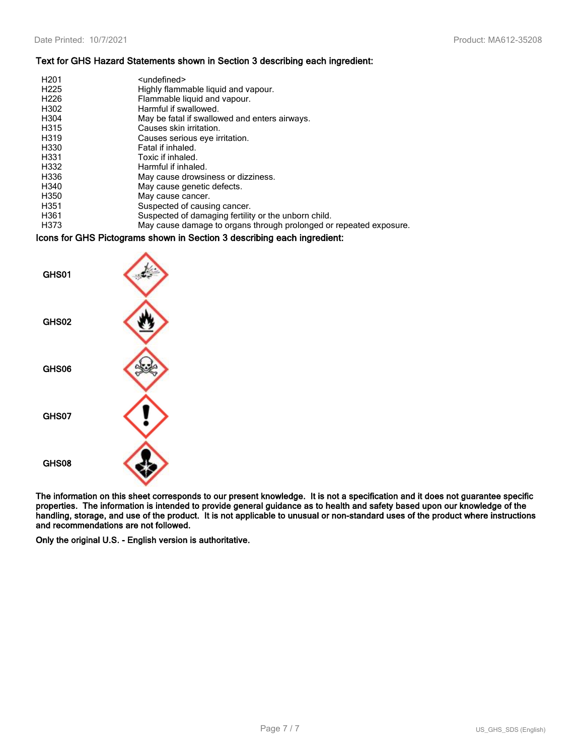**Text for GHS Hazard Statements shown in Section 3 describing each ingredient:**

| | |
|---|---|
| H201 | <undefined> |
| H225 | Highly flammable liquid and vapour. |
| H226 | Flammable liquid and vapour. |
| H302 | Harmful if swallowed. |
| H304 | May be fatal if swallowed and enters airways. |
| H315 | Causes skin irritation. |
| H319 | Causes serious eye irritation. |
| H330 | Fatal if inhaled. |
| H331 | Toxic if inhaled. |
| H332 | Harmful if inhaled. |
| H336 | May cause drowsiness or dizziness. |
| H340 | May cause genetic defects. |
| H350 | May cause cancer. |
| H351 | Suspected of causing cancer. |
| H361 | Suspected of damaging fertility or the unborn child. |
| H373 | May cause damage to organs through prolonged or repeated exposure. |

**Icons for GHS Pictograms shown in Section 3 describing each ingredient:**

GHS01

GHS02

GHS06

GHS07

GHS08

**The information on this sheet corresponds to our present knowledge. It is not a specification and it does not guarantee specific properties. The information is intended to provide general guidance as to health and safety based upon our knowledge of the handling, storage, and use of the product. It is not applicable to unusual or non-standard uses of the product where instructions and recommendations are not followed.**

**Only the original U.S. - English version is authoritative.**